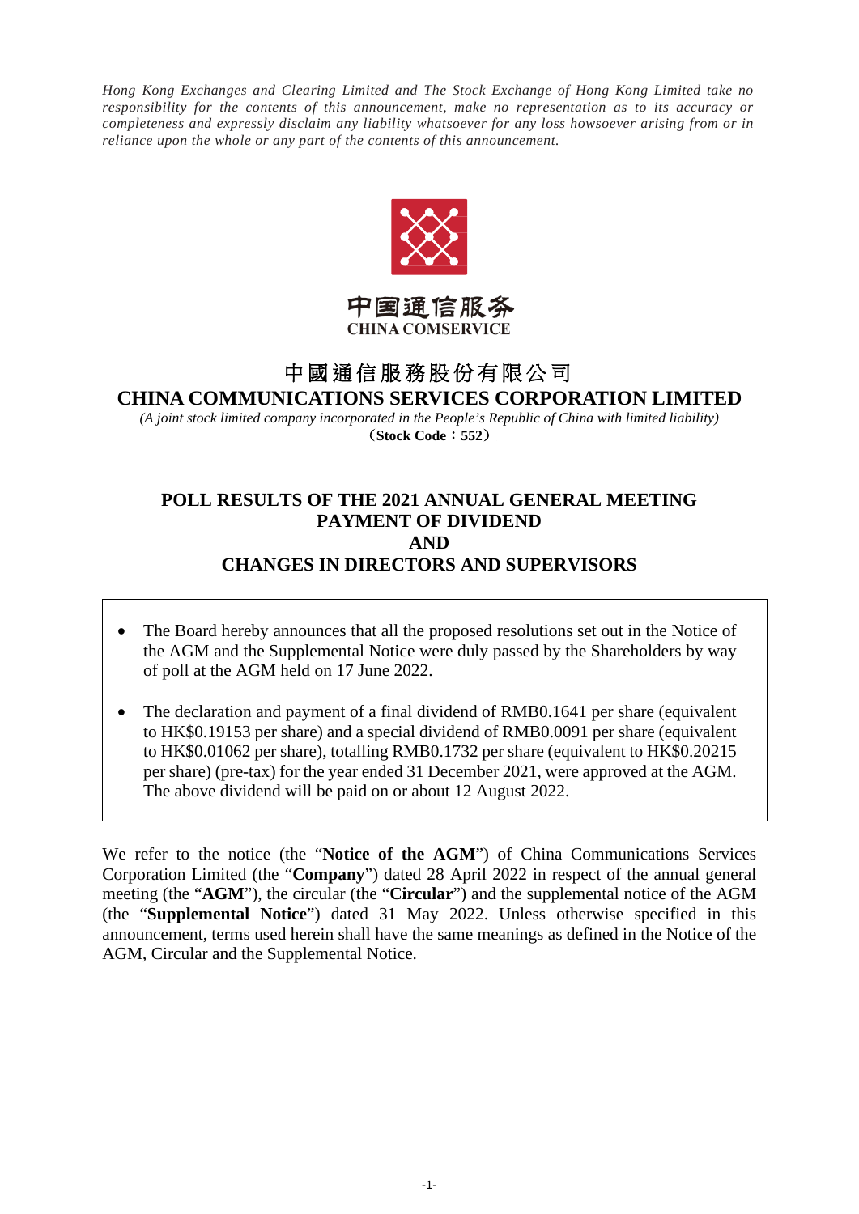*Hong Kong Exchanges and Clearing Limited and The Stock Exchange of Hong Kong Limited take no responsibility for the contents of this announcement, make no representation as to its accuracy or completeness and expressly disclaim any liability whatsoever for any loss howsoever arising from or in reliance upon the whole or any part of the contents of this announcement.*

中国通信服务
CHINA COMSERVICE

# 中國通信服務股份有限公司
# CHINA COMMUNICATIONS SERVICES CORPORATION LIMITED

*(A joint stock limited company incorporated in the People's Republic of China with limited liability)*
**（Stock Code：552）**

## POLL RESULTS OF THE 2021 ANNUAL GENERAL MEETING PAYMENT OF DIVIDEND AND CHANGES IN DIRECTORS AND SUPERVISORS

- The Board hereby announces that all the proposed resolutions set out in the Notice of the AGM and the Supplemental Notice were duly passed by the Shareholders by way of poll at the AGM held on 17 June 2022.
- The declaration and payment of a final dividend of RMB0.1641 per share (equivalent to HK$0.19153 per share) and a special dividend of RMB0.0091 per share (equivalent to HK$0.01062 per share), totalling RMB0.1732 per share (equivalent to HK$0.20215 per share) (pre-tax) for the year ended 31 December 2021, were approved at the AGM. The above dividend will be paid on or about 12 August 2022.

We refer to the notice (the "**Notice of the AGM**") of China Communications Services Corporation Limited (the "**Company**") dated 28 April 2022 in respect of the annual general meeting (the "**AGM**"), the circular (the "**Circular**") and the supplemental notice of the AGM (the "**Supplemental Notice**") dated 31 May 2022. Unless otherwise specified in this announcement, terms used herein shall have the same meanings as defined in the Notice of the AGM, Circular and the Supplemental Notice.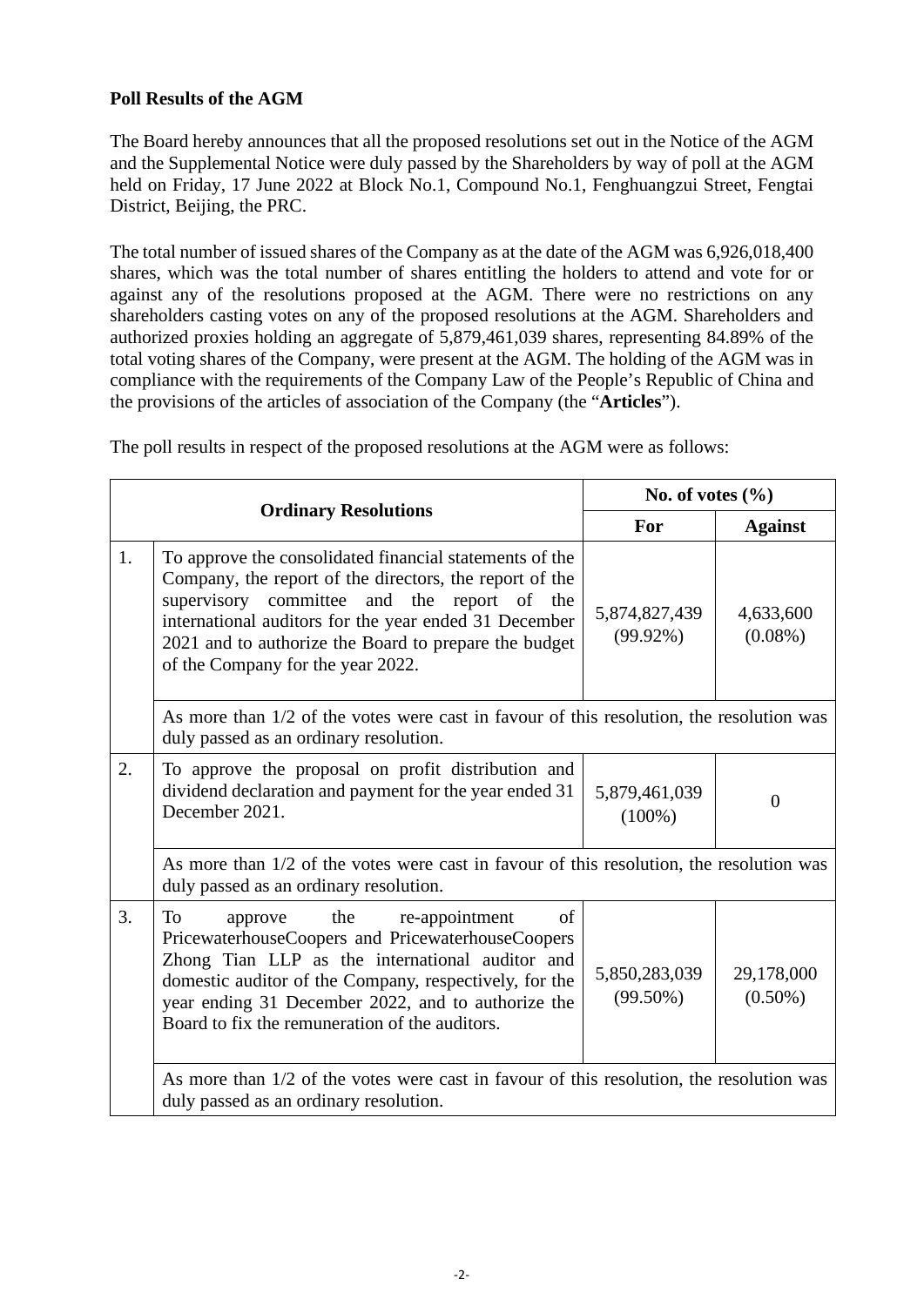**Poll Results of the AGM**

The Board hereby announces that all the proposed resolutions set out in the Notice of the AGM and the Supplemental Notice were duly passed by the Shareholders by way of poll at the AGM held on Friday, 17 June 2022 at Block No.1, Compound No.1, Fenghuangzui Street, Fengtai District, Beijing, the PRC.

The total number of issued shares of the Company as at the date of the AGM was 6,926,018,400 shares, which was the total number of shares entitling the holders to attend and vote for or against any of the resolutions proposed at the AGM. There were no restrictions on any shareholders casting votes on any of the proposed resolutions at the AGM. Shareholders and authorized proxies holding an aggregate of 5,879,461,039 shares, representing 84.89% of the total voting shares of the Company, were present at the AGM. The holding of the AGM was in compliance with the requirements of the Company Law of the People's Republic of China and the provisions of the articles of association of the Company (the "**Articles**").

The poll results in respect of the proposed resolutions at the AGM were as follows:

| **Ordinary Resolutions** | | **No. of votes (%)** | |
|---|---|---|---|
| | | **For** | **Against** |
| 1. | To approve the consolidated financial statements of the Company, the report of the directors, the report of the supervisory committee and the report of the international auditors for the year ended 31 December 2021 and to authorize the Board to prepare the budget of the Company for the year 2022. | 5,874,827,439 (99.92%) | 4,633,600 (0.08%) |
| | As more than 1/2 of the votes were cast in favour of this resolution, the resolution was duly passed as an ordinary resolution. | | |
| 2. | To approve the proposal on profit distribution and dividend declaration and payment for the year ended 31 December 2021. | 5,879,461,039 (100%) | 0 |
| | As more than 1/2 of the votes were cast in favour of this resolution, the resolution was duly passed as an ordinary resolution. | | |
| 3. | To approve the re-appointment of PricewaterhouseCoopers and PricewaterhouseCoopers Zhong Tian LLP as the international auditor and domestic auditor of the Company, respectively, for the year ending 31 December 2022, and to authorize the Board to fix the remuneration of the auditors. | 5,850,283,039 (99.50%) | 29,178,000 (0.50%) |
| | As more than 1/2 of the votes were cast in favour of this resolution, the resolution was duly passed as an ordinary resolution. | | |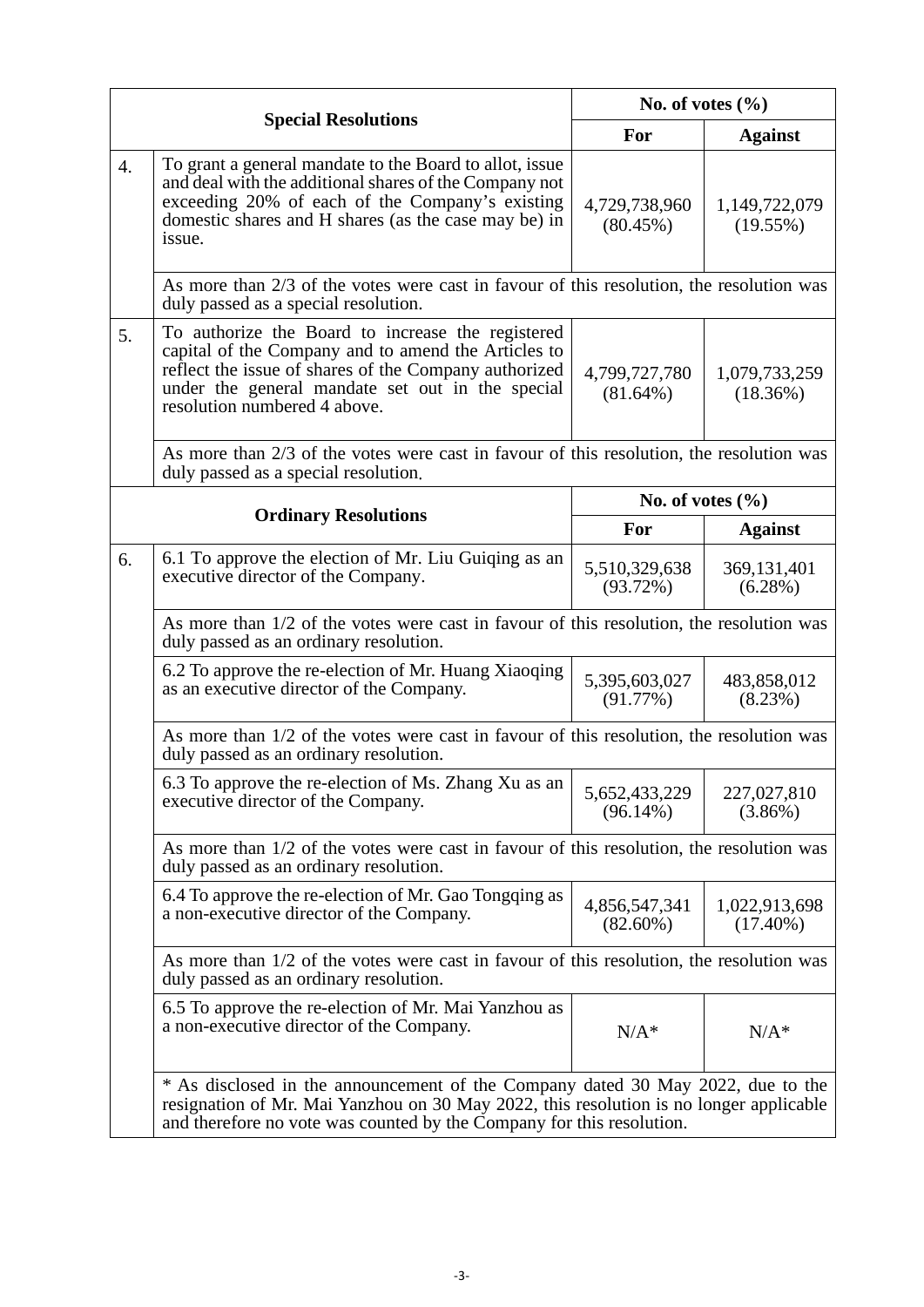| | Special Resolutions | No. of votes (%) | |
|---|---|---|---|
| | | **For** | **Against** |
| 4. | To grant a general mandate to the Board to allot, issue and deal with the additional shares of the Company not exceeding 20% of each of the Company's existing domestic shares and H shares (as the case may be) in issue. | 4,729,738,960 (80.45%) | 1,149,722,079 (19.55%) |
| | As more than 2/3 of the votes were cast in favour of this resolution, the resolution was duly passed as a special resolution. | | |
| 5. | To authorize the Board to increase the registered capital of the Company and to amend the Articles to reflect the issue of shares of the Company authorized under the general mandate set out in the special resolution numbered 4 above. | 4,799,727,780 (81.64%) | 1,079,733,259 (18.36%) |
| | As more than 2/3 of the votes were cast in favour of this resolution, the resolution was duly passed as a special resolution. | | |
| | **Ordinary Resolutions** | **No. of votes (%)** | |
| | | **For** | **Against** |
| 6. | 6.1 To approve the election of Mr. Liu Guiqing as an executive director of the Company. | 5,510,329,638 (93.72%) | 369,131,401 (6.28%) |
| | As more than 1/2 of the votes were cast in favour of this resolution, the resolution was duly passed as an ordinary resolution. | | |
| | 6.2 To approve the re-election of Mr. Huang Xiaoqing as an executive director of the Company. | 5,395,603,027 (91.77%) | 483,858,012 (8.23%) |
| | As more than 1/2 of the votes were cast in favour of this resolution, the resolution was duly passed as an ordinary resolution. | | |
| | 6.3 To approve the re-election of Ms. Zhang Xu as an executive director of the Company. | 5,652,433,229 (96.14%) | 227,027,810 (3.86%) |
| | As more than 1/2 of the votes were cast in favour of this resolution, the resolution was duly passed as an ordinary resolution. | | |
| | 6.4 To approve the re-election of Mr. Gao Tongqing as a non-executive director of the Company. | 4,856,547,341 (82.60%) | 1,022,913,698 (17.40%) |
| | As more than 1/2 of the votes were cast in favour of this resolution, the resolution was duly passed as an ordinary resolution. | | |
| | 6.5 To approve the re-election of Mr. Mai Yanzhou as a non-executive director of the Company. | N/A* | N/A* |
| | * As disclosed in the announcement of the Company dated 30 May 2022, due to the resignation of Mr. Mai Yanzhou on 30 May 2022, this resolution is no longer applicable and therefore no vote was counted by the Company for this resolution. | | |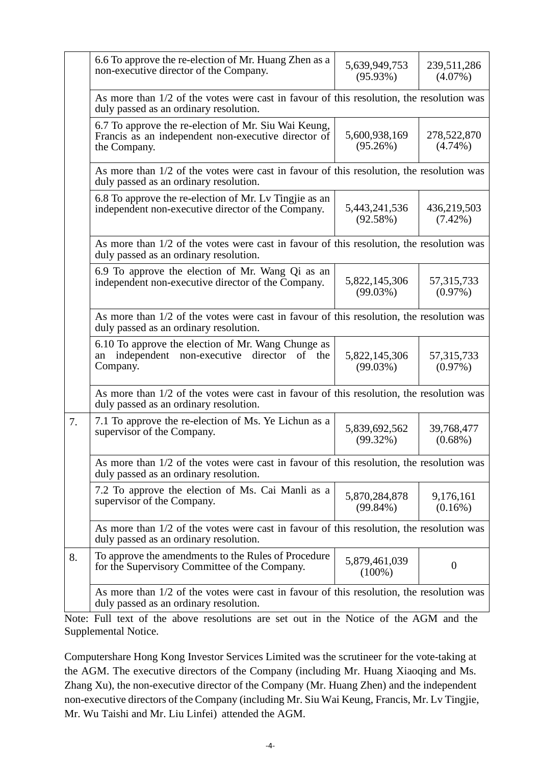| | | | |
|---|---|---|---|
| | 6.6 To approve the re-election of Mr. Huang Zhen as a non-executive director of the Company. | 5,639,949,753 (95.93%) | 239,511,286 (4.07%) |
| | As more than 1/2 of the votes were cast in favour of this resolution, the resolution was duly passed as an ordinary resolution. | | |
| | 6.7 To approve the re-election of Mr. Siu Wai Keung, Francis as an independent non-executive director of the Company. | 5,600,938,169 (95.26%) | 278,522,870 (4.74%) |
| | As more than 1/2 of the votes were cast in favour of this resolution, the resolution was duly passed as an ordinary resolution. | | |
| | 6.8 To approve the re-election of Mr. Lv Tingjie as an independent non-executive director of the Company. | 5,443,241,536 (92.58%) | 436,219,503 (7.42%) |
| | As more than 1/2 of the votes were cast in favour of this resolution, the resolution was duly passed as an ordinary resolution. | | |
| | 6.9 To approve the election of Mr. Wang Qi as an independent non-executive director of the Company. | 5,822,145,306 (99.03%) | 57,315,733 (0.97%) |
| | As more than 1/2 of the votes were cast in favour of this resolution, the resolution was duly passed as an ordinary resolution. | | |
| | 6.10 To approve the election of Mr. Wang Chunge as an independent non-executive director of the Company. | 5,822,145,306 (99.03%) | 57,315,733 (0.97%) |
| | As more than 1/2 of the votes were cast in favour of this resolution, the resolution was duly passed as an ordinary resolution. | | |
| 7. | 7.1 To approve the re-election of Ms. Ye Lichun as a supervisor of the Company. | 5,839,692,562 (99.32%) | 39,768,477 (0.68%) |
| | As more than 1/2 of the votes were cast in favour of this resolution, the resolution was duly passed as an ordinary resolution. | | |
| | 7.2 To approve the election of Ms. Cai Manli as a supervisor of the Company. | 5,870,284,878 (99.84%) | 9,176,161 (0.16%) |
| | As more than 1/2 of the votes were cast in favour of this resolution, the resolution was duly passed as an ordinary resolution. | | |
| 8. | To approve the amendments to the Rules of Procedure for the Supervisory Committee of the Company. | 5,879,461,039 (100%) | 0 |
| | As more than 1/2 of the votes were cast in favour of this resolution, the resolution was duly passed as an ordinary resolution. | | |

Note: Full text of the above resolutions are set out in the Notice of the AGM and the Supplemental Notice.

Computershare Hong Kong Investor Services Limited was the scrutineer for the vote-taking at the AGM. The executive directors of the Company (including Mr. Huang Xiaoqing and Ms. Zhang Xu), the non-executive director of the Company (Mr. Huang Zhen) and the independent non-executive directors of the Company (including Mr. Siu Wai Keung, Francis, Mr. Lv Tingjie, Mr. Wu Taishi and Mr. Liu Linfei) attended the AGM.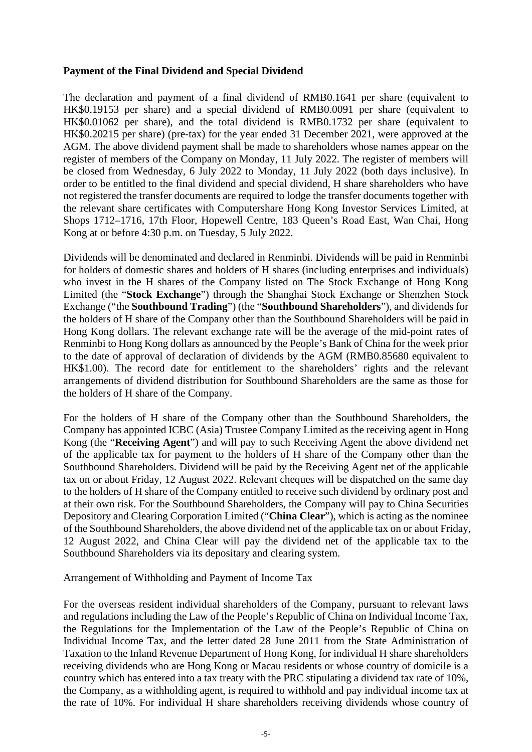**Payment of the Final Dividend and Special Dividend**

The declaration and payment of a final dividend of RMB0.1641 per share (equivalent to HK$0.19153 per share) and a special dividend of RMB0.0091 per share (equivalent to HK$0.01062 per share), and the total dividend is RMB0.1732 per share (equivalent to HK$0.20215 per share) (pre-tax) for the year ended 31 December 2021, were approved at the AGM. The above dividend payment shall be made to shareholders whose names appear on the register of members of the Company on Monday, 11 July 2022. The register of members will be closed from Wednesday, 6 July 2022 to Monday, 11 July 2022 (both days inclusive). In order to be entitled to the final dividend and special dividend, H share shareholders who have not registered the transfer documents are required to lodge the transfer documents together with the relevant share certificates with Computershare Hong Kong Investor Services Limited, at Shops 1712–1716, 17th Floor, Hopewell Centre, 183 Queen's Road East, Wan Chai, Hong Kong at or before 4:30 p.m. on Tuesday, 5 July 2022.

Dividends will be denominated and declared in Renminbi. Dividends will be paid in Renminbi for holders of domestic shares and holders of H shares (including enterprises and individuals) who invest in the H shares of the Company listed on The Stock Exchange of Hong Kong Limited (the "**Stock Exchange**") through the Shanghai Stock Exchange or Shenzhen Stock Exchange ("the **Southbound Trading**") (the "**Southbound Shareholders**"), and dividends for the holders of H share of the Company other than the Southbound Shareholders will be paid in Hong Kong dollars. The relevant exchange rate will be the average of the mid-point rates of Renminbi to Hong Kong dollars as announced by the People's Bank of China for the week prior to the date of approval of declaration of dividends by the AGM (RMB0.85680 equivalent to HK$1.00). The record date for entitlement to the shareholders' rights and the relevant arrangements of dividend distribution for Southbound Shareholders are the same as those for the holders of H share of the Company.

For the holders of H share of the Company other than the Southbound Shareholders, the Company has appointed ICBC (Asia) Trustee Company Limited as the receiving agent in Hong Kong (the "**Receiving Agent**") and will pay to such Receiving Agent the above dividend net of the applicable tax for payment to the holders of H share of the Company other than the Southbound Shareholders. Dividend will be paid by the Receiving Agent net of the applicable tax on or about Friday, 12 August 2022. Relevant cheques will be dispatched on the same day to the holders of H share of the Company entitled to receive such dividend by ordinary post and at their own risk. For the Southbound Shareholders, the Company will pay to China Securities Depository and Clearing Corporation Limited ("**China Clear**"), which is acting as the nominee of the Southbound Shareholders, the above dividend net of the applicable tax on or about Friday, 12 August 2022, and China Clear will pay the dividend net of the applicable tax to the Southbound Shareholders via its depositary and clearing system.

Arrangement of Withholding and Payment of Income Tax

For the overseas resident individual shareholders of the Company, pursuant to relevant laws and regulations including the Law of the People's Republic of China on Individual Income Tax, the Regulations for the Implementation of the Law of the People's Republic of China on Individual Income Tax, and the letter dated 28 June 2011 from the State Administration of Taxation to the Inland Revenue Department of Hong Kong, for individual H share shareholders receiving dividends who are Hong Kong or Macau residents or whose country of domicile is a country which has entered into a tax treaty with the PRC stipulating a dividend tax rate of 10%, the Company, as a withholding agent, is required to withhold and pay individual income tax at the rate of 10%. For individual H share shareholders receiving dividends whose country of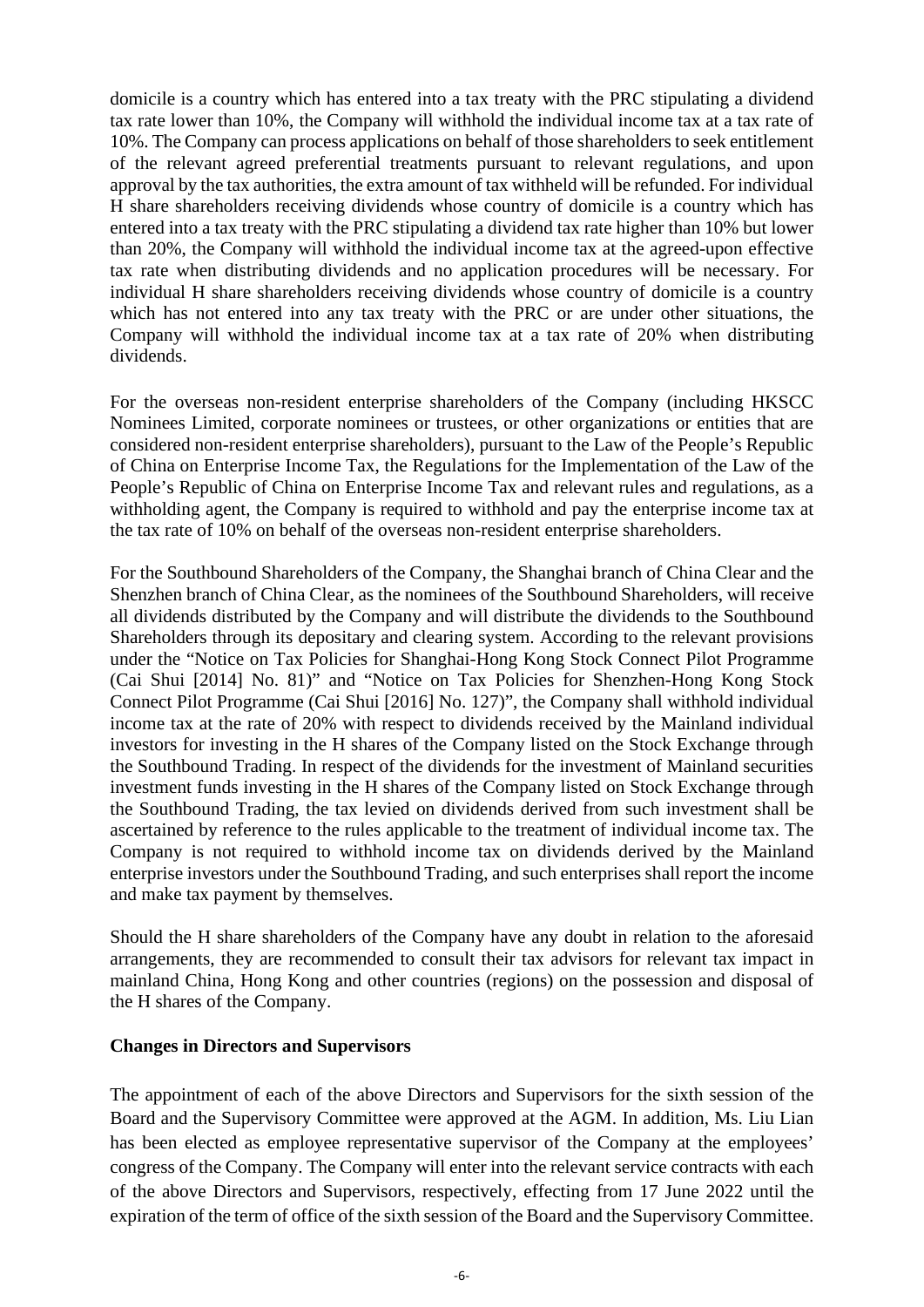domicile is a country which has entered into a tax treaty with the PRC stipulating a dividend tax rate lower than 10%, the Company will withhold the individual income tax at a tax rate of 10%. The Company can process applications on behalf of those shareholders to seek entitlement of the relevant agreed preferential treatments pursuant to relevant regulations, and upon approval by the tax authorities, the extra amount of tax withheld will be refunded. For individual H share shareholders receiving dividends whose country of domicile is a country which has entered into a tax treaty with the PRC stipulating a dividend tax rate higher than 10% but lower than 20%, the Company will withhold the individual income tax at the agreed-upon effective tax rate when distributing dividends and no application procedures will be necessary. For individual H share shareholders receiving dividends whose country of domicile is a country which has not entered into any tax treaty with the PRC or are under other situations, the Company will withhold the individual income tax at a tax rate of 20% when distributing dividends.

For the overseas non-resident enterprise shareholders of the Company (including HKSCC Nominees Limited, corporate nominees or trustees, or other organizations or entities that are considered non-resident enterprise shareholders), pursuant to the Law of the People's Republic of China on Enterprise Income Tax, the Regulations for the Implementation of the Law of the People's Republic of China on Enterprise Income Tax and relevant rules and regulations, as a withholding agent, the Company is required to withhold and pay the enterprise income tax at the tax rate of 10% on behalf of the overseas non-resident enterprise shareholders.

For the Southbound Shareholders of the Company, the Shanghai branch of China Clear and the Shenzhen branch of China Clear, as the nominees of the Southbound Shareholders, will receive all dividends distributed by the Company and will distribute the dividends to the Southbound Shareholders through its depositary and clearing system. According to the relevant provisions under the "Notice on Tax Policies for Shanghai-Hong Kong Stock Connect Pilot Programme (Cai Shui [2014] No. 81)" and "Notice on Tax Policies for Shenzhen-Hong Kong Stock Connect Pilot Programme (Cai Shui [2016] No. 127)", the Company shall withhold individual income tax at the rate of 20% with respect to dividends received by the Mainland individual investors for investing in the H shares of the Company listed on the Stock Exchange through the Southbound Trading. In respect of the dividends for the investment of Mainland securities investment funds investing in the H shares of the Company listed on Stock Exchange through the Southbound Trading, the tax levied on dividends derived from such investment shall be ascertained by reference to the rules applicable to the treatment of individual income tax. The Company is not required to withhold income tax on dividends derived by the Mainland enterprise investors under the Southbound Trading, and such enterprises shall report the income and make tax payment by themselves.

Should the H share shareholders of the Company have any doubt in relation to the aforesaid arrangements, they are recommended to consult their tax advisors for relevant tax impact in mainland China, Hong Kong and other countries (regions) on the possession and disposal of the H shares of the Company.

**Changes in Directors and Supervisors**

The appointment of each of the above Directors and Supervisors for the sixth session of the Board and the Supervisory Committee were approved at the AGM. In addition, Ms. Liu Lian has been elected as employee representative supervisor of the Company at the employees' congress of the Company. The Company will enter into the relevant service contracts with each of the above Directors and Supervisors, respectively, effecting from 17 June 2022 until the expiration of the term of office of the sixth session of the Board and the Supervisory Committee.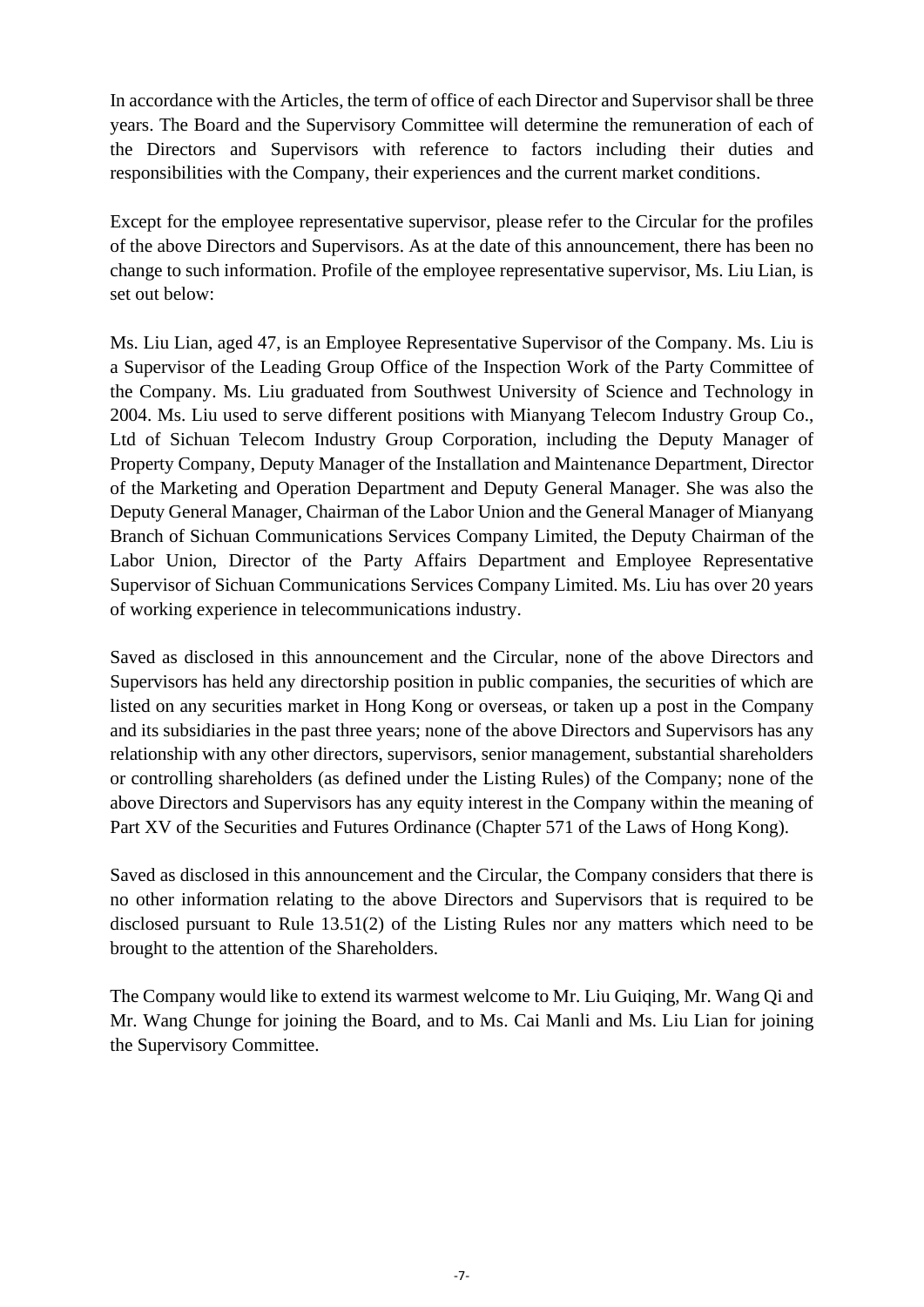In accordance with the Articles, the term of office of each Director and Supervisor shall be three years. The Board and the Supervisory Committee will determine the remuneration of each of the Directors and Supervisors with reference to factors including their duties and responsibilities with the Company, their experiences and the current market conditions.

Except for the employee representative supervisor, please refer to the Circular for the profiles of the above Directors and Supervisors. As at the date of this announcement, there has been no change to such information. Profile of the employee representative supervisor, Ms. Liu Lian, is set out below:

Ms. Liu Lian, aged 47, is an Employee Representative Supervisor of the Company. Ms. Liu is a Supervisor of the Leading Group Office of the Inspection Work of the Party Committee of the Company. Ms. Liu graduated from Southwest University of Science and Technology in 2004. Ms. Liu used to serve different positions with Mianyang Telecom Industry Group Co., Ltd of Sichuan Telecom Industry Group Corporation, including the Deputy Manager of Property Company, Deputy Manager of the Installation and Maintenance Department, Director of the Marketing and Operation Department and Deputy General Manager. She was also the Deputy General Manager, Chairman of the Labor Union and the General Manager of Mianyang Branch of Sichuan Communications Services Company Limited, the Deputy Chairman of the Labor Union, Director of the Party Affairs Department and Employee Representative Supervisor of Sichuan Communications Services Company Limited. Ms. Liu has over 20 years of working experience in telecommunications industry.

Saved as disclosed in this announcement and the Circular, none of the above Directors and Supervisors has held any directorship position in public companies, the securities of which are listed on any securities market in Hong Kong or overseas, or taken up a post in the Company and its subsidiaries in the past three years; none of the above Directors and Supervisors has any relationship with any other directors, supervisors, senior management, substantial shareholders or controlling shareholders (as defined under the Listing Rules) of the Company; none of the above Directors and Supervisors has any equity interest in the Company within the meaning of Part XV of the Securities and Futures Ordinance (Chapter 571 of the Laws of Hong Kong).

Saved as disclosed in this announcement and the Circular, the Company considers that there is no other information relating to the above Directors and Supervisors that is required to be disclosed pursuant to Rule 13.51(2) of the Listing Rules nor any matters which need to be brought to the attention of the Shareholders.

The Company would like to extend its warmest welcome to Mr. Liu Guiqing, Mr. Wang Qi and Mr. Wang Chunge for joining the Board, and to Ms. Cai Manli and Ms. Liu Lian for joining the Supervisory Committee.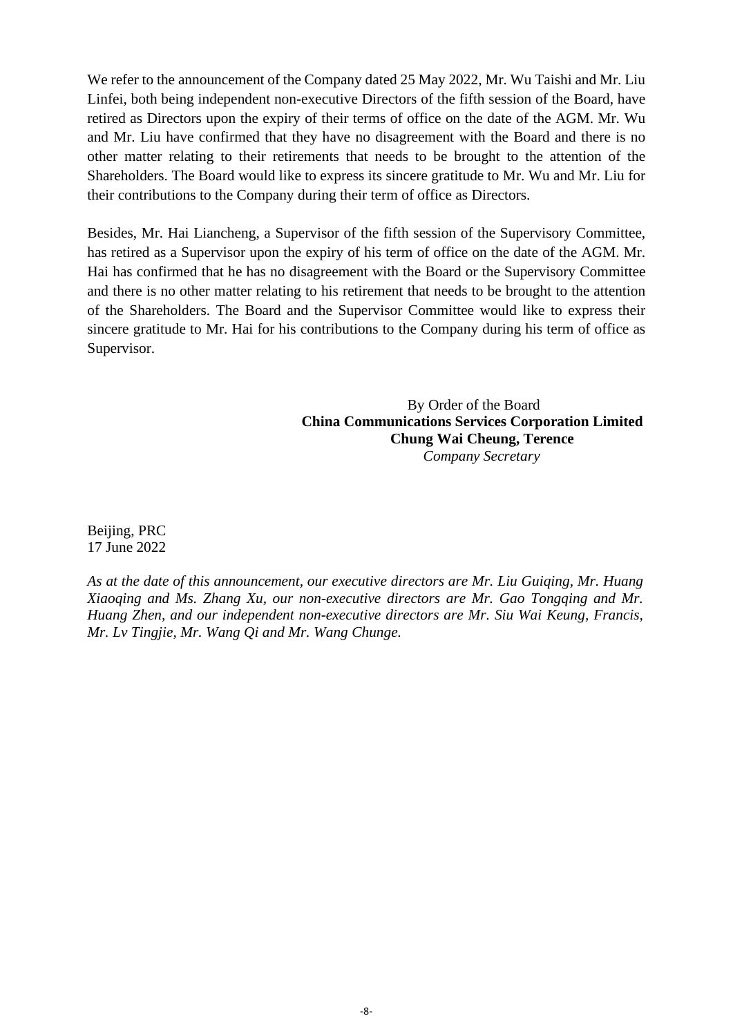We refer to the announcement of the Company dated 25 May 2022, Mr. Wu Taishi and Mr. Liu Linfei, both being independent non-executive Directors of the fifth session of the Board, have retired as Directors upon the expiry of their terms of office on the date of the AGM. Mr. Wu and Mr. Liu have confirmed that they have no disagreement with the Board and there is no other matter relating to their retirements that needs to be brought to the attention of the Shareholders. The Board would like to express its sincere gratitude to Mr. Wu and Mr. Liu for their contributions to the Company during their term of office as Directors.

Besides, Mr. Hai Liancheng, a Supervisor of the fifth session of the Supervisory Committee, has retired as a Supervisor upon the expiry of his term of office on the date of the AGM. Mr. Hai has confirmed that he has no disagreement with the Board or the Supervisory Committee and there is no other matter relating to his retirement that needs to be brought to the attention of the Shareholders. The Board and the Supervisor Committee would like to express their sincere gratitude to Mr. Hai for his contributions to the Company during his term of office as Supervisor.

By Order of the Board
**China Communications Services Corporation Limited**
**Chung Wai Cheung, Terence**
*Company Secretary*

Beijing, PRC
17 June 2022

*As at the date of this announcement, our executive directors are Mr. Liu Guiqing, Mr. Huang Xiaoqing and Ms. Zhang Xu, our non-executive directors are Mr. Gao Tongqing and Mr. Huang Zhen, and our independent non-executive directors are Mr. Siu Wai Keung, Francis, Mr. Lv Tingjie, Mr. Wang Qi and Mr. Wang Chunge.*